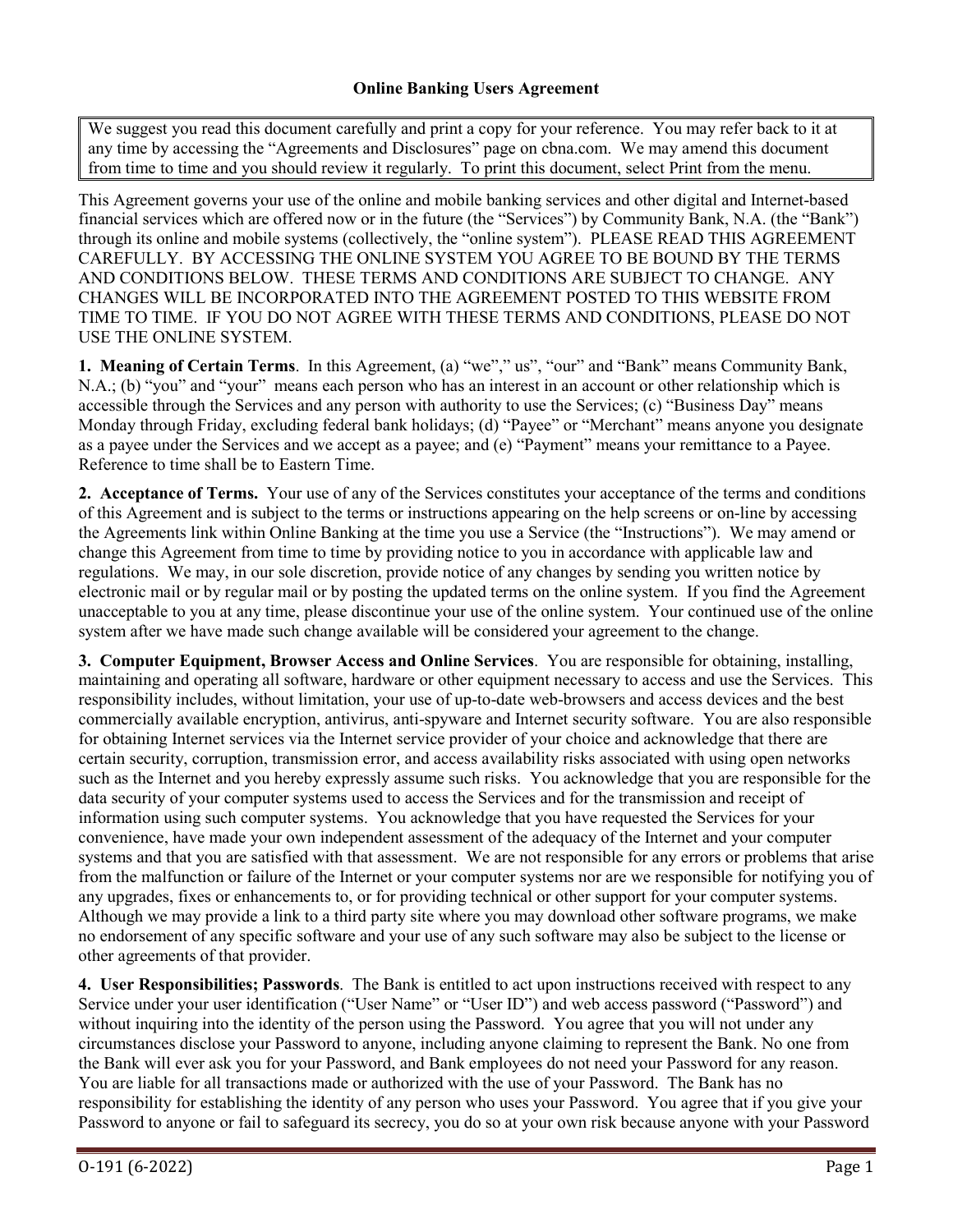# Online Banking Users Agreement

> We suggest you read this document carefully and print a copy for your reference. You may refer back to it at any time by accessing the "Agreements and Disclosures" page on cbna.com. We may amend this document from time to time and you should review it regularly. To print this document, select Print from the menu.

This Agreement governs your use of the online and mobile banking services and other digital and Internet-based financial services which are offered now or in the future (the "Services") by Community Bank, N.A. (the "Bank") through its online and mobile systems (collectively, the "online system"). PLEASE READ THIS AGREEMENT CAREFULLY. BY ACCESSING THE ONLINE SYSTEM YOU AGREE TO BE BOUND BY THE TERMS AND CONDITIONS BELOW. THESE TERMS AND CONDITIONS ARE SUBJECT TO CHANGE. ANY CHANGES WILL BE INCORPORATED INTO THE AGREEMENT POSTED TO THIS WEBSITE FROM TIME TO TIME. IF YOU DO NOT AGREE WITH THESE TERMS AND CONDITIONS, PLEASE DO NOT USE THE ONLINE SYSTEM.

**1. Meaning of Certain Terms**. In this Agreement, (a) "we"," us", "our" and "Bank" means Community Bank, N.A.; (b) "you" and "your" means each person who has an interest in an account or other relationship which is accessible through the Services and any person with authority to use the Services; (c) "Business Day" means Monday through Friday, excluding federal bank holidays; (d) "Payee" or "Merchant" means anyone you designate as a payee under the Services and we accept as a payee; and (e) "Payment" means your remittance to a Payee. Reference to time shall be to Eastern Time.

**2. Acceptance of Terms.** Your use of any of the Services constitutes your acceptance of the terms and conditions of this Agreement and is subject to the terms or instructions appearing on the help screens or on-line by accessing the Agreements link within Online Banking at the time you use a Service (the "Instructions"). We may amend or change this Agreement from time to time by providing notice to you in accordance with applicable law and regulations. We may, in our sole discretion, provide notice of any changes by sending you written notice by electronic mail or by regular mail or by posting the updated terms on the online system. If you find the Agreement unacceptable to you at any time, please discontinue your use of the online system. Your continued use of the online system after we have made such change available will be considered your agreement to the change.

**3. Computer Equipment, Browser Access and Online Services**. You are responsible for obtaining, installing, maintaining and operating all software, hardware or other equipment necessary to access and use the Services. This responsibility includes, without limitation, your use of up-to-date web-browsers and access devices and the best commercially available encryption, antivirus, anti-spyware and Internet security software. You are also responsible for obtaining Internet services via the Internet service provider of your choice and acknowledge that there are certain security, corruption, transmission error, and access availability risks associated with using open networks such as the Internet and you hereby expressly assume such risks. You acknowledge that you are responsible for the data security of your computer systems used to access the Services and for the transmission and receipt of information using such computer systems. You acknowledge that you have requested the Services for your convenience, have made your own independent assessment of the adequacy of the Internet and your computer systems and that you are satisfied with that assessment. We are not responsible for any errors or problems that arise from the malfunction or failure of the Internet or your computer systems nor are we responsible for notifying you of any upgrades, fixes or enhancements to, or for providing technical or other support for your computer systems. Although we may provide a link to a third party site where you may download other software programs, we make no endorsement of any specific software and your use of any such software may also be subject to the license or other agreements of that provider.

**4. User Responsibilities; Passwords**. The Bank is entitled to act upon instructions received with respect to any Service under your user identification ("User Name" or "User ID") and web access password ("Password") and without inquiring into the identity of the person using the Password. You agree that you will not under any circumstances disclose your Password to anyone, including anyone claiming to represent the Bank. No one from the Bank will ever ask you for your Password, and Bank employees do not need your Password for any reason. You are liable for all transactions made or authorized with the use of your Password. The Bank has no responsibility for establishing the identity of any person who uses your Password. You agree that if you give your Password to anyone or fail to safeguard its secrecy, you do so at your own risk because anyone with your Password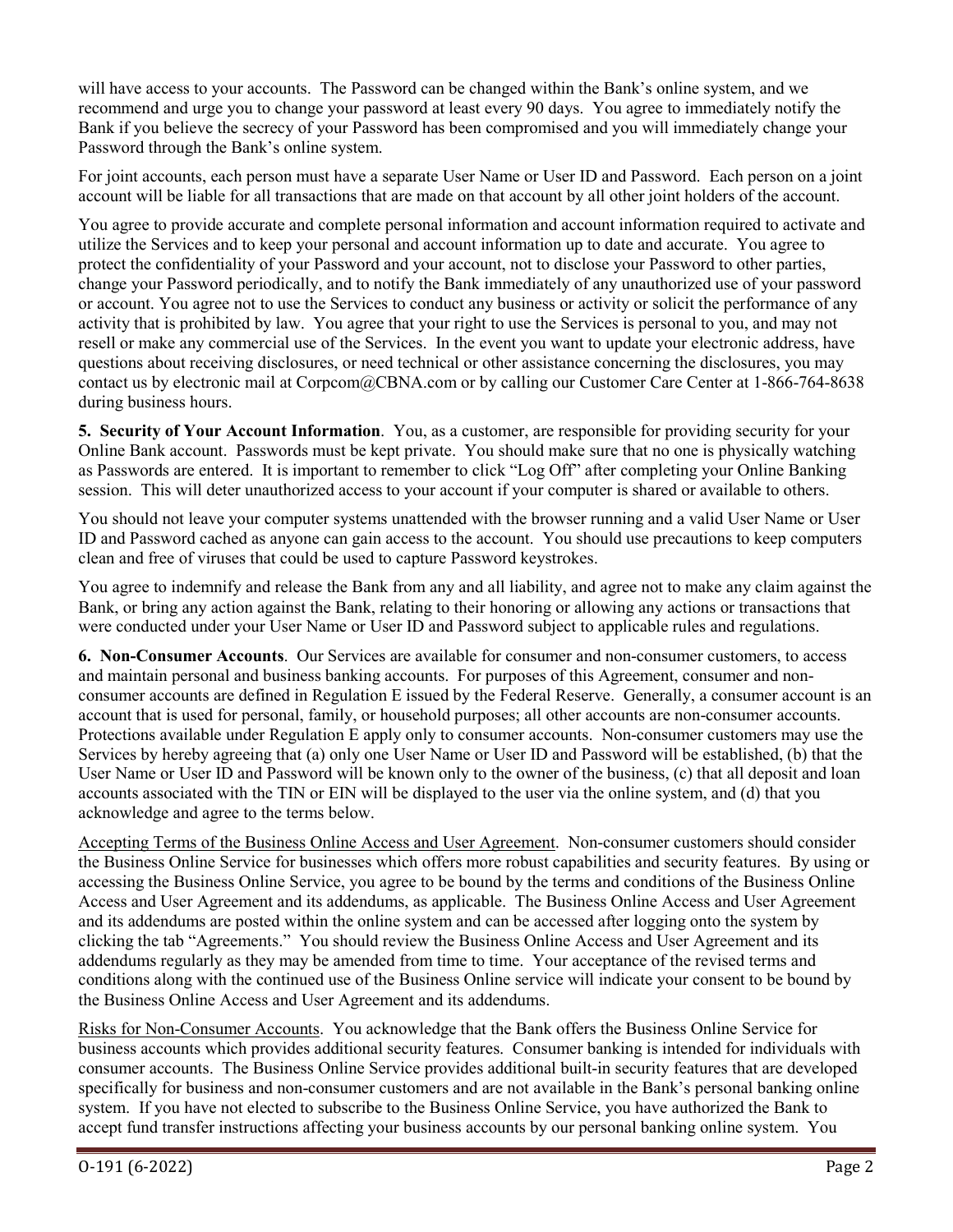will have access to your accounts. The Password can be changed within the Bank's online system, and we recommend and urge you to change your password at least every 90 days. You agree to immediately notify the Bank if you believe the secrecy of your Password has been compromised and you will immediately change your Password through the Bank's online system.

For joint accounts, each person must have a separate User Name or User ID and Password. Each person on a joint account will be liable for all transactions that are made on that account by all other joint holders of the account.

You agree to provide accurate and complete personal information and account information required to activate and utilize the Services and to keep your personal and account information up to date and accurate. You agree to protect the confidentiality of your Password and your account, not to disclose your Password to other parties, change your Password periodically, and to notify the Bank immediately of any unauthorized use of your password or account. You agree not to use the Services to conduct any business or activity or solicit the performance of any activity that is prohibited by law. You agree that your right to use the Services is personal to you, and may not resell or make any commercial use of the Services. In the event you want to update your electronic address, have questions about receiving disclosures, or need technical or other assistance concerning the disclosures, you may contact us by electronic mail at Corpcom@CBNA.com or by calling our Customer Care Center at 1-866-764-8638 during business hours.

**5. Security of Your Account Information**. You, as a customer, are responsible for providing security for your Online Bank account. Passwords must be kept private. You should make sure that no one is physically watching as Passwords are entered. It is important to remember to click "Log Off" after completing your Online Banking session. This will deter unauthorized access to your account if your computer is shared or available to others.

You should not leave your computer systems unattended with the browser running and a valid User Name or User ID and Password cached as anyone can gain access to the account. You should use precautions to keep computers clean and free of viruses that could be used to capture Password keystrokes.

You agree to indemnify and release the Bank from any and all liability, and agree not to make any claim against the Bank, or bring any action against the Bank, relating to their honoring or allowing any actions or transactions that were conducted under your User Name or User ID and Password subject to applicable rules and regulations.

**6. Non-Consumer Accounts**. Our Services are available for consumer and non-consumer customers, to access and maintain personal and business banking accounts. For purposes of this Agreement, consumer and non-consumer accounts are defined in Regulation E issued by the Federal Reserve. Generally, a consumer account is an account that is used for personal, family, or household purposes; all other accounts are non-consumer accounts. Protections available under Regulation E apply only to consumer accounts. Non-consumer customers may use the Services by hereby agreeing that (a) only one User Name or User ID and Password will be established, (b) that the User Name or User ID and Password will be known only to the owner of the business, (c) that all deposit and loan accounts associated with the TIN or EIN will be displayed to the user via the online system, and (d) that you acknowledge and agree to the terms below.

Accepting Terms of the Business Online Access and User Agreement. Non-consumer customers should consider the Business Online Service for businesses which offers more robust capabilities and security features. By using or accessing the Business Online Service, you agree to be bound by the terms and conditions of the Business Online Access and User Agreement and its addendums, as applicable. The Business Online Access and User Agreement and its addendums are posted within the online system and can be accessed after logging onto the system by clicking the tab "Agreements." You should review the Business Online Access and User Agreement and its addendums regularly as they may be amended from time to time. Your acceptance of the revised terms and conditions along with the continued use of the Business Online service will indicate your consent to be bound by the Business Online Access and User Agreement and its addendums.

Risks for Non-Consumer Accounts. You acknowledge that the Bank offers the Business Online Service for business accounts which provides additional security features. Consumer banking is intended for individuals with consumer accounts. The Business Online Service provides additional built-in security features that are developed specifically for business and non-consumer customers and are not available in the Bank's personal banking online system. If you have not elected to subscribe to the Business Online Service, you have authorized the Bank to accept fund transfer instructions affecting your business accounts by our personal banking online system. You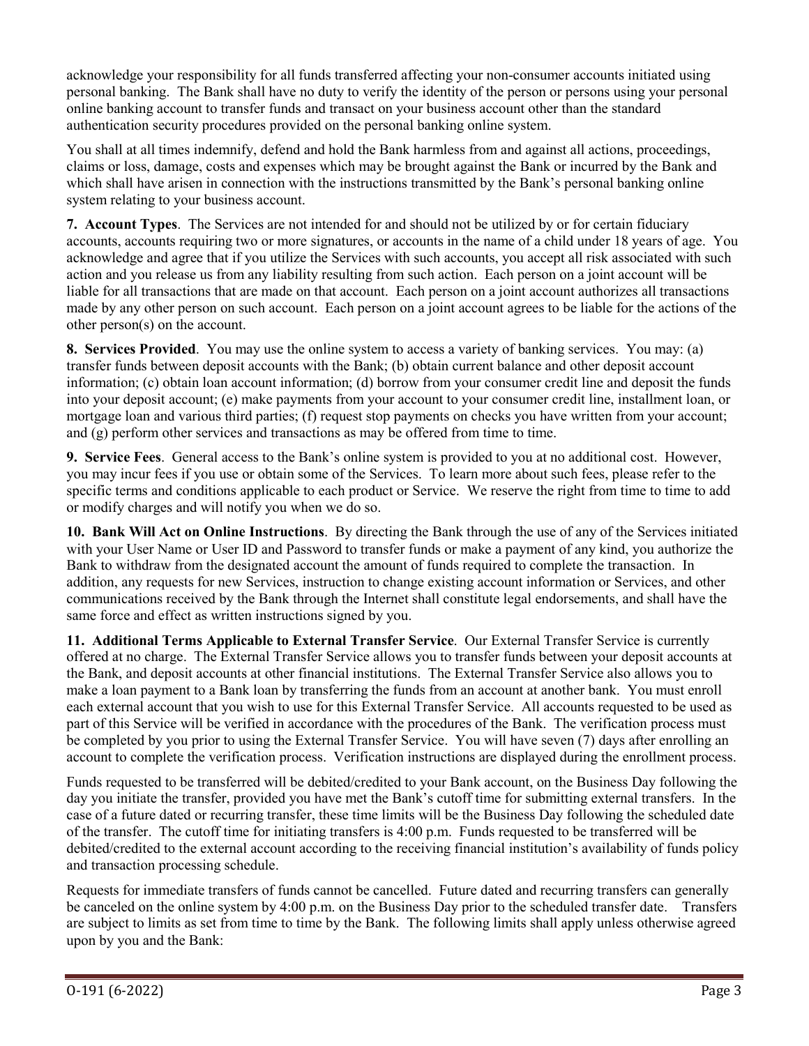acknowledge your responsibility for all funds transferred affecting your non-consumer accounts initiated using personal banking. The Bank shall have no duty to verify the identity of the person or persons using your personal online banking account to transfer funds and transact on your business account other than the standard authentication security procedures provided on the personal banking online system.

You shall at all times indemnify, defend and hold the Bank harmless from and against all actions, proceedings, claims or loss, damage, costs and expenses which may be brought against the Bank or incurred by the Bank and which shall have arisen in connection with the instructions transmitted by the Bank's personal banking online system relating to your business account.

**7. Account Types**. The Services are not intended for and should not be utilized by or for certain fiduciary accounts, accounts requiring two or more signatures, or accounts in the name of a child under 18 years of age. You acknowledge and agree that if you utilize the Services with such accounts, you accept all risk associated with such action and you release us from any liability resulting from such action. Each person on a joint account will be liable for all transactions that are made on that account. Each person on a joint account authorizes all transactions made by any other person on such account. Each person on a joint account agrees to be liable for the actions of the other person(s) on the account.

**8. Services Provided**. You may use the online system to access a variety of banking services. You may: (a) transfer funds between deposit accounts with the Bank; (b) obtain current balance and other deposit account information; (c) obtain loan account information; (d) borrow from your consumer credit line and deposit the funds into your deposit account; (e) make payments from your account to your consumer credit line, installment loan, or mortgage loan and various third parties; (f) request stop payments on checks you have written from your account; and (g) perform other services and transactions as may be offered from time to time.

**9. Service Fees**. General access to the Bank's online system is provided to you at no additional cost. However, you may incur fees if you use or obtain some of the Services. To learn more about such fees, please refer to the specific terms and conditions applicable to each product or Service. We reserve the right from time to time to add or modify charges and will notify you when we do so.

**10. Bank Will Act on Online Instructions**. By directing the Bank through the use of any of the Services initiated with your User Name or User ID and Password to transfer funds or make a payment of any kind, you authorize the Bank to withdraw from the designated account the amount of funds required to complete the transaction. In addition, any requests for new Services, instruction to change existing account information or Services, and other communications received by the Bank through the Internet shall constitute legal endorsements, and shall have the same force and effect as written instructions signed by you.

**11. Additional Terms Applicable to External Transfer Service**. Our External Transfer Service is currently offered at no charge. The External Transfer Service allows you to transfer funds between your deposit accounts at the Bank, and deposit accounts at other financial institutions. The External Transfer Service also allows you to make a loan payment to a Bank loan by transferring the funds from an account at another bank. You must enroll each external account that you wish to use for this External Transfer Service. All accounts requested to be used as part of this Service will be verified in accordance with the procedures of the Bank. The verification process must be completed by you prior to using the External Transfer Service. You will have seven (7) days after enrolling an account to complete the verification process. Verification instructions are displayed during the enrollment process.

Funds requested to be transferred will be debited/credited to your Bank account, on the Business Day following the day you initiate the transfer, provided you have met the Bank's cutoff time for submitting external transfers. In the case of a future dated or recurring transfer, these time limits will be the Business Day following the scheduled date of the transfer. The cutoff time for initiating transfers is 4:00 p.m. Funds requested to be transferred will be debited/credited to the external account according to the receiving financial institution's availability of funds policy and transaction processing schedule.

Requests for immediate transfers of funds cannot be cancelled. Future dated and recurring transfers can generally be canceled on the online system by 4:00 p.m. on the Business Day prior to the scheduled transfer date. Transfers are subject to limits as set from time to time by the Bank. The following limits shall apply unless otherwise agreed upon by you and the Bank: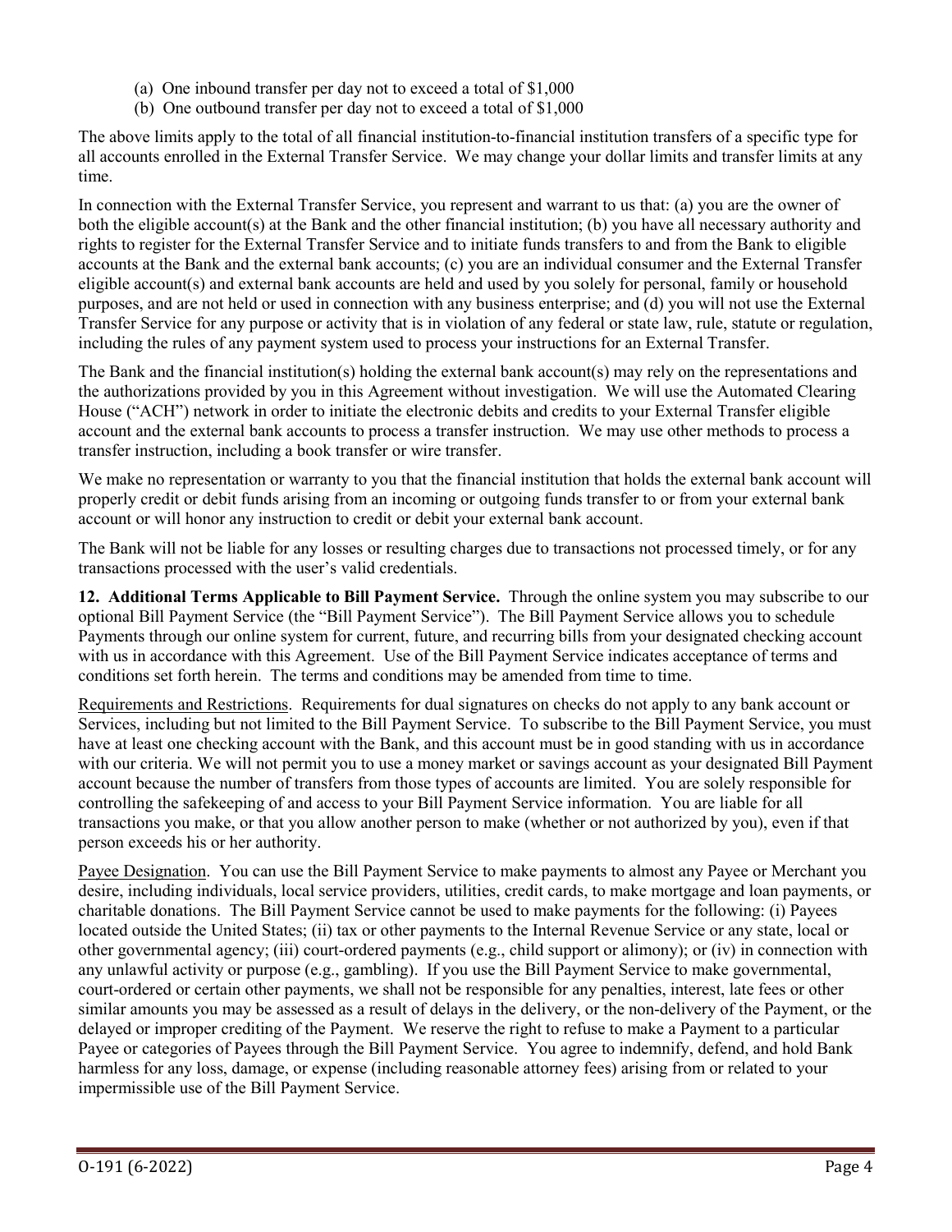(a) One inbound transfer per day not to exceed a total of $1,000
(b) One outbound transfer per day not to exceed a total of $1,000

The above limits apply to the total of all financial institution-to-financial institution transfers of a specific type for all accounts enrolled in the External Transfer Service. We may change your dollar limits and transfer limits at any time.

In connection with the External Transfer Service, you represent and warrant to us that: (a) you are the owner of both the eligible account(s) at the Bank and the other financial institution; (b) you have all necessary authority and rights to register for the External Transfer Service and to initiate funds transfers to and from the Bank to eligible accounts at the Bank and the external bank accounts; (c) you are an individual consumer and the External Transfer eligible account(s) and external bank accounts are held and used by you solely for personal, family or household purposes, and are not held or used in connection with any business enterprise; and (d) you will not use the External Transfer Service for any purpose or activity that is in violation of any federal or state law, rule, statute or regulation, including the rules of any payment system used to process your instructions for an External Transfer.

The Bank and the financial institution(s) holding the external bank account(s) may rely on the representations and the authorizations provided by you in this Agreement without investigation. We will use the Automated Clearing House ("ACH") network in order to initiate the electronic debits and credits to your External Transfer eligible account and the external bank accounts to process a transfer instruction. We may use other methods to process a transfer instruction, including a book transfer or wire transfer.

We make no representation or warranty to you that the financial institution that holds the external bank account will properly credit or debit funds arising from an incoming or outgoing funds transfer to or from your external bank account or will honor any instruction to credit or debit your external bank account.

The Bank will not be liable for any losses or resulting charges due to transactions not processed timely, or for any transactions processed with the user's valid credentials.

**12. Additional Terms Applicable to Bill Payment Service.** Through the online system you may subscribe to our optional Bill Payment Service (the "Bill Payment Service"). The Bill Payment Service allows you to schedule Payments through our online system for current, future, and recurring bills from your designated checking account with us in accordance with this Agreement. Use of the Bill Payment Service indicates acceptance of terms and conditions set forth herein. The terms and conditions may be amended from time to time.

<u>Requirements and Restrictions</u>. Requirements for dual signatures on checks do not apply to any bank account or Services, including but not limited to the Bill Payment Service. To subscribe to the Bill Payment Service, you must have at least one checking account with the Bank, and this account must be in good standing with us in accordance with our criteria. We will not permit you to use a money market or savings account as your designated Bill Payment account because the number of transfers from those types of accounts are limited. You are solely responsible for controlling the safekeeping of and access to your Bill Payment Service information. You are liable for all transactions you make, or that you allow another person to make (whether or not authorized by you), even if that person exceeds his or her authority.

<u>Payee Designation</u>. You can use the Bill Payment Service to make payments to almost any Payee or Merchant you desire, including individuals, local service providers, utilities, credit cards, to make mortgage and loan payments, or charitable donations. The Bill Payment Service cannot be used to make payments for the following: (i) Payees located outside the United States; (ii) tax or other payments to the Internal Revenue Service or any state, local or other governmental agency; (iii) court-ordered payments (e.g., child support or alimony); or (iv) in connection with any unlawful activity or purpose (e.g., gambling). If you use the Bill Payment Service to make governmental, court-ordered or certain other payments, we shall not be responsible for any penalties, interest, late fees or other similar amounts you may be assessed as a result of delays in the delivery, or the non-delivery of the Payment, or the delayed or improper crediting of the Payment. We reserve the right to refuse to make a Payment to a particular Payee or categories of Payees through the Bill Payment Service. You agree to indemnify, defend, and hold Bank harmless for any loss, damage, or expense (including reasonable attorney fees) arising from or related to your impermissible use of the Bill Payment Service.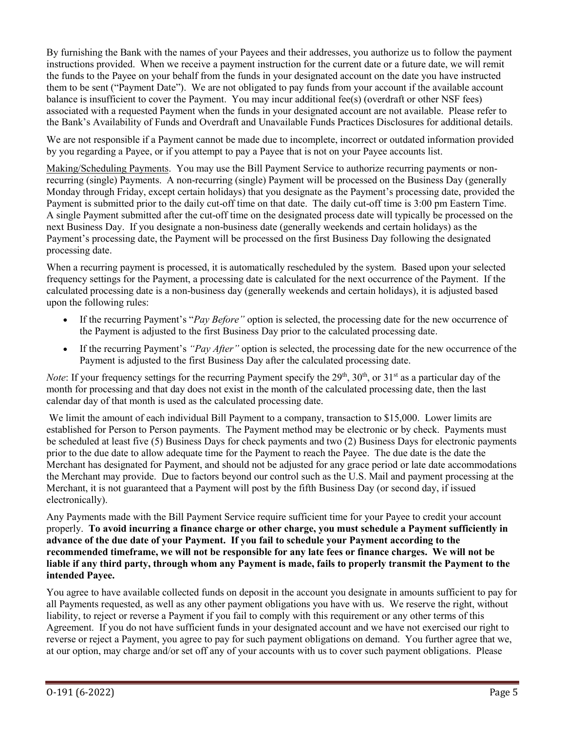By furnishing the Bank with the names of your Payees and their addresses, you authorize us to follow the payment instructions provided. When we receive a payment instruction for the current date or a future date, we will remit the funds to the Payee on your behalf from the funds in your designated account on the date you have instructed them to be sent ("Payment Date"). We are not obligated to pay funds from your account if the available account balance is insufficient to cover the Payment. You may incur additional fee(s) (overdraft or other NSF fees) associated with a requested Payment when the funds in your designated account are not available. Please refer to the Bank's Availability of Funds and Overdraft and Unavailable Funds Practices Disclosures for additional details.

We are not responsible if a Payment cannot be made due to incomplete, incorrect or outdated information provided by you regarding a Payee, or if you attempt to pay a Payee that is not on your Payee accounts list.

<u>Making/Scheduling Payments</u>. You may use the Bill Payment Service to authorize recurring payments or non-recurring (single) Payments. A non-recurring (single) Payment will be processed on the Business Day (generally Monday through Friday, except certain holidays) that you designate as the Payment's processing date, provided the Payment is submitted prior to the daily cut-off time on that date. The daily cut-off time is 3:00 pm Eastern Time. A single Payment submitted after the cut-off time on the designated process date will typically be processed on the next Business Day. If you designate a non-business date (generally weekends and certain holidays) as the Payment's processing date, the Payment will be processed on the first Business Day following the designated processing date.

When a recurring payment is processed, it is automatically rescheduled by the system. Based upon your selected frequency settings for the Payment, a processing date is calculated for the next occurrence of the Payment. If the calculated processing date is a non-business day (generally weekends and certain holidays), it is adjusted based upon the following rules:

- If the recurring Payment's "*Pay Before"* option is selected, the processing date for the new occurrence of the Payment is adjusted to the first Business Day prior to the calculated processing date.
- If the recurring Payment's *"Pay After"* option is selected, the processing date for the new occurrence of the Payment is adjusted to the first Business Day after the calculated processing date.

*Note*: If your frequency settings for the recurring Payment specify the 29th, 30th, or 31st as a particular day of the month for processing and that day does not exist in the month of the calculated processing date, then the last calendar day of that month is used as the calculated processing date.

We limit the amount of each individual Bill Payment to a company, transaction to $15,000. Lower limits are established for Person to Person payments. The Payment method may be electronic or by check. Payments must be scheduled at least five (5) Business Days for check payments and two (2) Business Days for electronic payments prior to the due date to allow adequate time for the Payment to reach the Payee. The due date is the date the Merchant has designated for Payment, and should not be adjusted for any grace period or late date accommodations the Merchant may provide. Due to factors beyond our control such as the U.S. Mail and payment processing at the Merchant, it is not guaranteed that a Payment will post by the fifth Business Day (or second day, if issued electronically).

Any Payments made with the Bill Payment Service require sufficient time for your Payee to credit your account properly. **To avoid incurring a finance charge or other charge, you must schedule a Payment sufficiently in advance of the due date of your Payment. If you fail to schedule your Payment according to the recommended timeframe, we will not be responsible for any late fees or finance charges. We will not be liable if any third party, through whom any Payment is made, fails to properly transmit the Payment to the intended Payee.**

You agree to have available collected funds on deposit in the account you designate in amounts sufficient to pay for all Payments requested, as well as any other payment obligations you have with us. We reserve the right, without liability, to reject or reverse a Payment if you fail to comply with this requirement or any other terms of this Agreement. If you do not have sufficient funds in your designated account and we have not exercised our right to reverse or reject a Payment, you agree to pay for such payment obligations on demand. You further agree that we, at our option, may charge and/or set off any of your accounts with us to cover such payment obligations. Please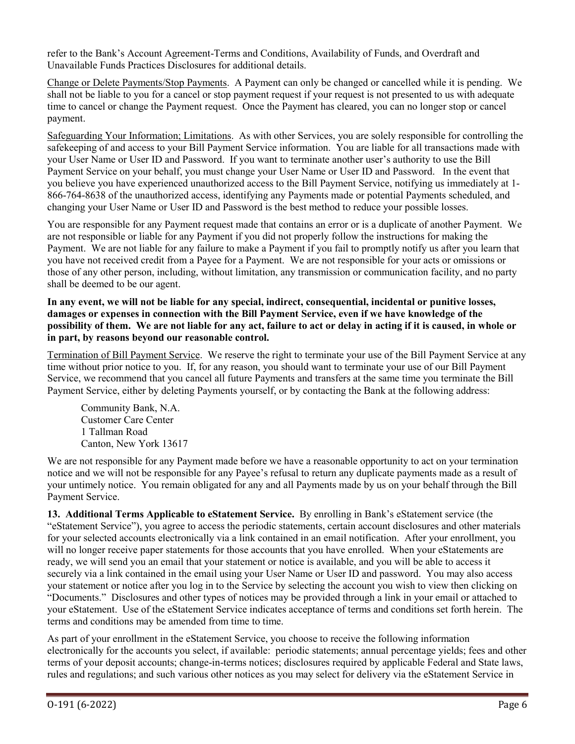refer to the Bank's Account Agreement-Terms and Conditions, Availability of Funds, and Overdraft and Unavailable Funds Practices Disclosures for additional details.

Change or Delete Payments/Stop Payments. A Payment can only be changed or cancelled while it is pending. We shall not be liable to you for a cancel or stop payment request if your request is not presented to us with adequate time to cancel or change the Payment request. Once the Payment has cleared, you can no longer stop or cancel payment.

Safeguarding Your Information; Limitations. As with other Services, you are solely responsible for controlling the safekeeping of and access to your Bill Payment Service information. You are liable for all transactions made with your User Name or User ID and Password. If you want to terminate another user's authority to use the Bill Payment Service on your behalf, you must change your User Name or User ID and Password. In the event that you believe you have experienced unauthorized access to the Bill Payment Service, notifying us immediately at 1-866-764-8638 of the unauthorized access, identifying any Payments made or potential Payments scheduled, and changing your User Name or User ID and Password is the best method to reduce your possible losses.

You are responsible for any Payment request made that contains an error or is a duplicate of another Payment. We are not responsible or liable for any Payment if you did not properly follow the instructions for making the Payment. We are not liable for any failure to make a Payment if you fail to promptly notify us after you learn that you have not received credit from a Payee for a Payment. We are not responsible for your acts or omissions or those of any other person, including, without limitation, any transmission or communication facility, and no party shall be deemed to be our agent.

**In any event, we will not be liable for any special, indirect, consequential, incidental or punitive losses, damages or expenses in connection with the Bill Payment Service, even if we have knowledge of the possibility of them. We are not liable for any act, failure to act or delay in acting if it is caused, in whole or in part, by reasons beyond our reasonable control.**

Termination of Bill Payment Service. We reserve the right to terminate your use of the Bill Payment Service at any time without prior notice to you. If, for any reason, you should want to terminate your use of our Bill Payment Service, we recommend that you cancel all future Payments and transfers at the same time you terminate the Bill Payment Service, either by deleting Payments yourself, or by contacting the Bank at the following address:

Community Bank, N.A.
Customer Care Center
1 Tallman Road
Canton, New York 13617

We are not responsible for any Payment made before we have a reasonable opportunity to act on your termination notice and we will not be responsible for any Payee's refusal to return any duplicate payments made as a result of your untimely notice. You remain obligated for any and all Payments made by us on your behalf through the Bill Payment Service.

**13. Additional Terms Applicable to eStatement Service.** By enrolling in Bank's eStatement service (the "eStatement Service"), you agree to access the periodic statements, certain account disclosures and other materials for your selected accounts electronically via a link contained in an email notification. After your enrollment, you will no longer receive paper statements for those accounts that you have enrolled. When your eStatements are ready, we will send you an email that your statement or notice is available, and you will be able to access it securely via a link contained in the email using your User Name or User ID and password. You may also access your statement or notice after you log in to the Service by selecting the account you wish to view then clicking on "Documents." Disclosures and other types of notices may be provided through a link in your email or attached to your eStatement. Use of the eStatement Service indicates acceptance of terms and conditions set forth herein. The terms and conditions may be amended from time to time.

As part of your enrollment in the eStatement Service, you choose to receive the following information electronically for the accounts you select, if available: periodic statements; annual percentage yields; fees and other terms of your deposit accounts; change-in-terms notices; disclosures required by applicable Federal and State laws, rules and regulations; and such various other notices as you may select for delivery via the eStatement Service in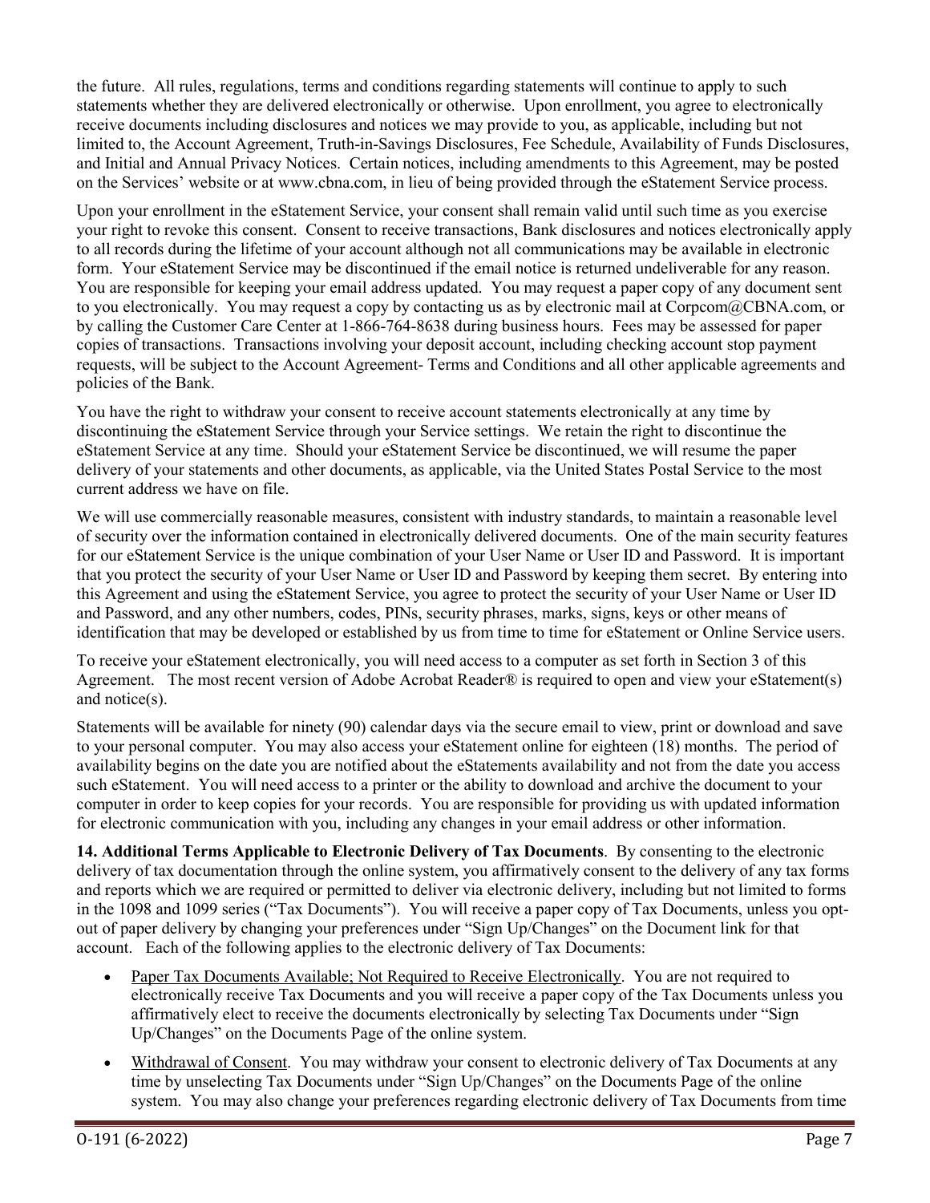the future. All rules, regulations, terms and conditions regarding statements will continue to apply to such statements whether they are delivered electronically or otherwise. Upon enrollment, you agree to electronically receive documents including disclosures and notices we may provide to you, as applicable, including but not limited to, the Account Agreement, Truth-in-Savings Disclosures, Fee Schedule, Availability of Funds Disclosures, and Initial and Annual Privacy Notices. Certain notices, including amendments to this Agreement, may be posted on the Services' website or at www.cbna.com, in lieu of being provided through the eStatement Service process.

Upon your enrollment in the eStatement Service, your consent shall remain valid until such time as you exercise your right to revoke this consent. Consent to receive transactions, Bank disclosures and notices electronically apply to all records during the lifetime of your account although not all communications may be available in electronic form. Your eStatement Service may be discontinued if the email notice is returned undeliverable for any reason. You are responsible for keeping your email address updated. You may request a paper copy of any document sent to you electronically. You may request a copy by contacting us as by electronic mail at Corpcom@CBNA.com, or by calling the Customer Care Center at 1-866-764-8638 during business hours. Fees may be assessed for paper copies of transactions. Transactions involving your deposit account, including checking account stop payment requests, will be subject to the Account Agreement- Terms and Conditions and all other applicable agreements and policies of the Bank.

You have the right to withdraw your consent to receive account statements electronically at any time by discontinuing the eStatement Service through your Service settings. We retain the right to discontinue the eStatement Service at any time. Should your eStatement Service be discontinued, we will resume the paper delivery of your statements and other documents, as applicable, via the United States Postal Service to the most current address we have on file.

We will use commercially reasonable measures, consistent with industry standards, to maintain a reasonable level of security over the information contained in electronically delivered documents. One of the main security features for our eStatement Service is the unique combination of your User Name or User ID and Password. It is important that you protect the security of your User Name or User ID and Password by keeping them secret. By entering into this Agreement and using the eStatement Service, you agree to protect the security of your User Name or User ID and Password, and any other numbers, codes, PINs, security phrases, marks, signs, keys or other means of identification that may be developed or established by us from time to time for eStatement or Online Service users.

To receive your eStatement electronically, you will need access to a computer as set forth in Section 3 of this Agreement. The most recent version of Adobe Acrobat Reader® is required to open and view your eStatement(s) and notice(s).

Statements will be available for ninety (90) calendar days via the secure email to view, print or download and save to your personal computer. You may also access your eStatement online for eighteen (18) months. The period of availability begins on the date you are notified about the eStatements availability and not from the date you access such eStatement. You will need access to a printer or the ability to download and archive the document to your computer in order to keep copies for your records. You are responsible for providing us with updated information for electronic communication with you, including any changes in your email address or other information.

**14. Additional Terms Applicable to Electronic Delivery of Tax Documents**. By consenting to the electronic delivery of tax documentation through the online system, you affirmatively consent to the delivery of any tax forms and reports which we are required or permitted to deliver via electronic delivery, including but not limited to forms in the 1098 and 1099 series ("Tax Documents"). You will receive a paper copy of Tax Documents, unless you opt-out of paper delivery by changing your preferences under "Sign Up/Changes" on the Document link for that account. Each of the following applies to the electronic delivery of Tax Documents:

- Paper Tax Documents Available; Not Required to Receive Electronically. You are not required to electronically receive Tax Documents and you will receive a paper copy of the Tax Documents unless you affirmatively elect to receive the documents electronically by selecting Tax Documents under "Sign Up/Changes" on the Documents Page of the online system.
- Withdrawal of Consent. You may withdraw your consent to electronic delivery of Tax Documents at any time by unselecting Tax Documents under "Sign Up/Changes" on the Documents Page of the online system. You may also change your preferences regarding electronic delivery of Tax Documents from time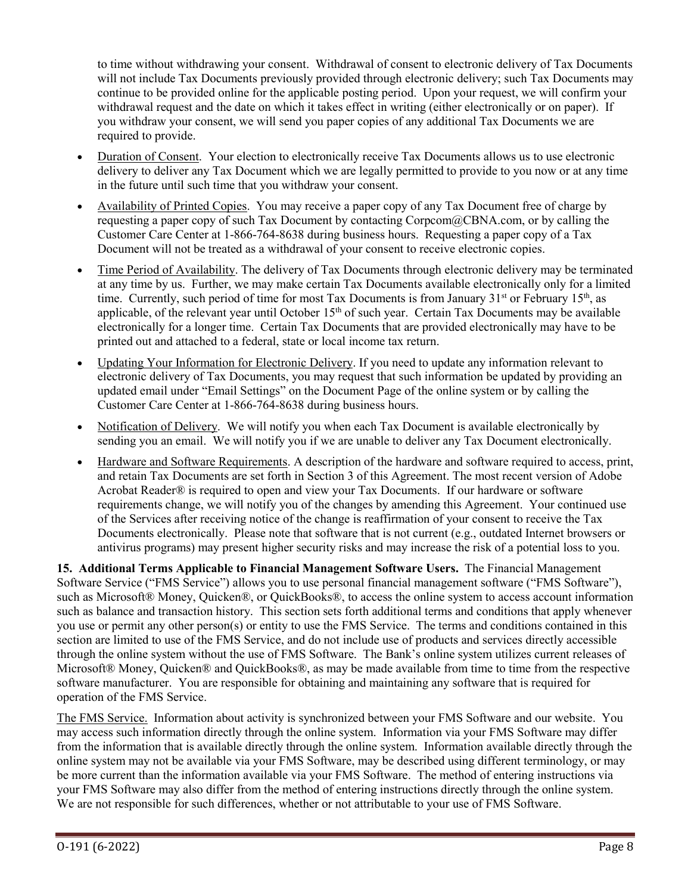to time without withdrawing your consent. Withdrawal of consent to electronic delivery of Tax Documents will not include Tax Documents previously provided through electronic delivery; such Tax Documents may continue to be provided online for the applicable posting period. Upon your request, we will confirm your withdrawal request and the date on which it takes effect in writing (either electronically or on paper). If you withdraw your consent, we will send you paper copies of any additional Tax Documents we are required to provide.

- Duration of Consent. Your election to electronically receive Tax Documents allows us to use electronic delivery to deliver any Tax Document which we are legally permitted to provide to you now or at any time in the future until such time that you withdraw your consent.
- Availability of Printed Copies. You may receive a paper copy of any Tax Document free of charge by requesting a paper copy of such Tax Document by contacting Corpcom@CBNA.com, or by calling the Customer Care Center at 1-866-764-8638 during business hours. Requesting a paper copy of a Tax Document will not be treated as a withdrawal of your consent to receive electronic copies.
- Time Period of Availability. The delivery of Tax Documents through electronic delivery may be terminated at any time by us. Further, we may make certain Tax Documents available electronically only for a limited time. Currently, such period of time for most Tax Documents is from January 31st or February 15th, as applicable, of the relevant year until October 15th of such year. Certain Tax Documents may be available electronically for a longer time. Certain Tax Documents that are provided electronically may have to be printed out and attached to a federal, state or local income tax return.
- Updating Your Information for Electronic Delivery. If you need to update any information relevant to electronic delivery of Tax Documents, you may request that such information be updated by providing an updated email under "Email Settings" on the Document Page of the online system or by calling the Customer Care Center at 1-866-764-8638 during business hours.
- Notification of Delivery. We will notify you when each Tax Document is available electronically by sending you an email. We will notify you if we are unable to deliver any Tax Document electronically.
- Hardware and Software Requirements. A description of the hardware and software required to access, print, and retain Tax Documents are set forth in Section 3 of this Agreement. The most recent version of Adobe Acrobat Reader® is required to open and view your Tax Documents. If our hardware or software requirements change, we will notify you of the changes by amending this Agreement. Your continued use of the Services after receiving notice of the change is reaffirmation of your consent to receive the Tax Documents electronically. Please note that software that is not current (e.g., outdated Internet browsers or antivirus programs) may present higher security risks and may increase the risk of a potential loss to you.

**15. Additional Terms Applicable to Financial Management Software Users.** The Financial Management Software Service ("FMS Service") allows you to use personal financial management software ("FMS Software"), such as Microsoft® Money, Quicken®, or QuickBooks®, to access the online system to access account information such as balance and transaction history. This section sets forth additional terms and conditions that apply whenever you use or permit any other person(s) or entity to use the FMS Service. The terms and conditions contained in this section are limited to use of the FMS Service, and do not include use of products and services directly accessible through the online system without the use of FMS Software. The Bank's online system utilizes current releases of Microsoft® Money, Quicken® and QuickBooks®, as may be made available from time to time from the respective software manufacturer. You are responsible for obtaining and maintaining any software that is required for operation of the FMS Service.

The FMS Service. Information about activity is synchronized between your FMS Software and our website. You may access such information directly through the online system. Information via your FMS Software may differ from the information that is available directly through the online system. Information available directly through the online system may not be available via your FMS Software, may be described using different terminology, or may be more current than the information available via your FMS Software. The method of entering instructions via your FMS Software may also differ from the method of entering instructions directly through the online system. We are not responsible for such differences, whether or not attributable to your use of FMS Software.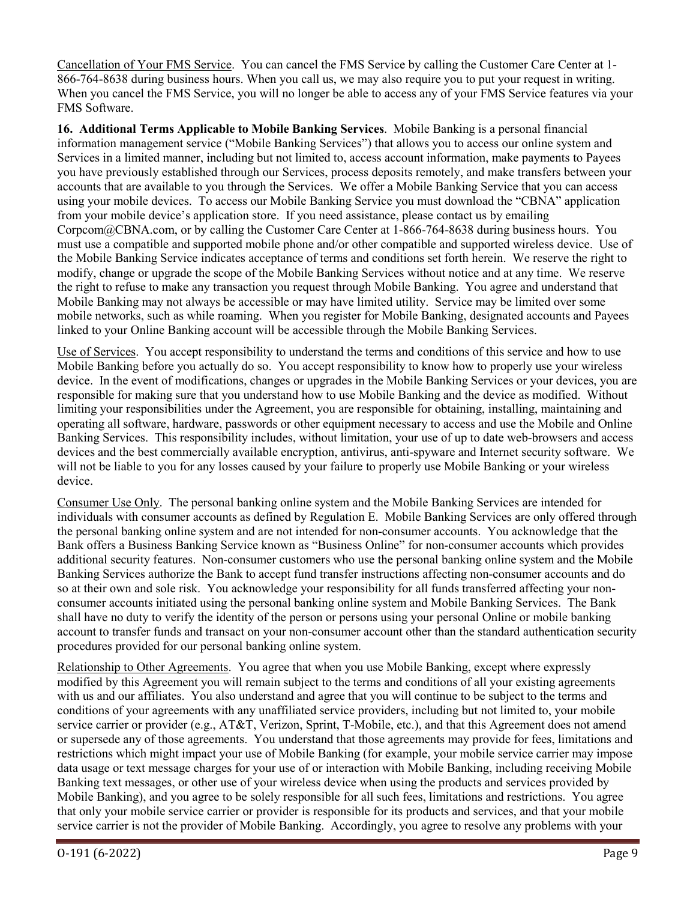Cancellation of Your FMS Service. You can cancel the FMS Service by calling the Customer Care Center at 1-866-764-8638 during business hours. When you call us, we may also require you to put your request in writing. When you cancel the FMS Service, you will no longer be able to access any of your FMS Service features via your FMS Software.

**16. Additional Terms Applicable to Mobile Banking Services**. Mobile Banking is a personal financial information management service ("Mobile Banking Services") that allows you to access our online system and Services in a limited manner, including but not limited to, access account information, make payments to Payees you have previously established through our Services, process deposits remotely, and make transfers between your accounts that are available to you through the Services. We offer a Mobile Banking Service that you can access using your mobile devices. To access our Mobile Banking Service you must download the "CBNA" application from your mobile device's application store. If you need assistance, please contact us by emailing Corpcom@CBNA.com, or by calling the Customer Care Center at 1-866-764-8638 during business hours. You must use a compatible and supported mobile phone and/or other compatible and supported wireless device. Use of the Mobile Banking Service indicates acceptance of terms and conditions set forth herein. We reserve the right to modify, change or upgrade the scope of the Mobile Banking Services without notice and at any time. We reserve the right to refuse to make any transaction you request through Mobile Banking. You agree and understand that Mobile Banking may not always be accessible or may have limited utility. Service may be limited over some mobile networks, such as while roaming. When you register for Mobile Banking, designated accounts and Payees linked to your Online Banking account will be accessible through the Mobile Banking Services.

Use of Services. You accept responsibility to understand the terms and conditions of this service and how to use Mobile Banking before you actually do so. You accept responsibility to know how to properly use your wireless device. In the event of modifications, changes or upgrades in the Mobile Banking Services or your devices, you are responsible for making sure that you understand how to use Mobile Banking and the device as modified. Without limiting your responsibilities under the Agreement, you are responsible for obtaining, installing, maintaining and operating all software, hardware, passwords or other equipment necessary to access and use the Mobile and Online Banking Services. This responsibility includes, without limitation, your use of up to date web-browsers and access devices and the best commercially available encryption, antivirus, anti-spyware and Internet security software. We will not be liable to you for any losses caused by your failure to properly use Mobile Banking or your wireless device.

Consumer Use Only. The personal banking online system and the Mobile Banking Services are intended for individuals with consumer accounts as defined by Regulation E. Mobile Banking Services are only offered through the personal banking online system and are not intended for non-consumer accounts. You acknowledge that the Bank offers a Business Banking Service known as "Business Online" for non-consumer accounts which provides additional security features. Non-consumer customers who use the personal banking online system and the Mobile Banking Services authorize the Bank to accept fund transfer instructions affecting non-consumer accounts and do so at their own and sole risk. You acknowledge your responsibility for all funds transferred affecting your non-consumer accounts initiated using the personal banking online system and Mobile Banking Services. The Bank shall have no duty to verify the identity of the person or persons using your personal Online or mobile banking account to transfer funds and transact on your non-consumer account other than the standard authentication security procedures provided for our personal banking online system.

Relationship to Other Agreements. You agree that when you use Mobile Banking, except where expressly modified by this Agreement you will remain subject to the terms and conditions of all your existing agreements with us and our affiliates. You also understand and agree that you will continue to be subject to the terms and conditions of your agreements with any unaffiliated service providers, including but not limited to, your mobile service carrier or provider (e.g., AT&T, Verizon, Sprint, T-Mobile, etc.), and that this Agreement does not amend or supersede any of those agreements. You understand that those agreements may provide for fees, limitations and restrictions which might impact your use of Mobile Banking (for example, your mobile service carrier may impose data usage or text message charges for your use of or interaction with Mobile Banking, including receiving Mobile Banking text messages, or other use of your wireless device when using the products and services provided by Mobile Banking), and you agree to be solely responsible for all such fees, limitations and restrictions. You agree that only your mobile service carrier or provider is responsible for its products and services, and that your mobile service carrier is not the provider of Mobile Banking. Accordingly, you agree to resolve any problems with your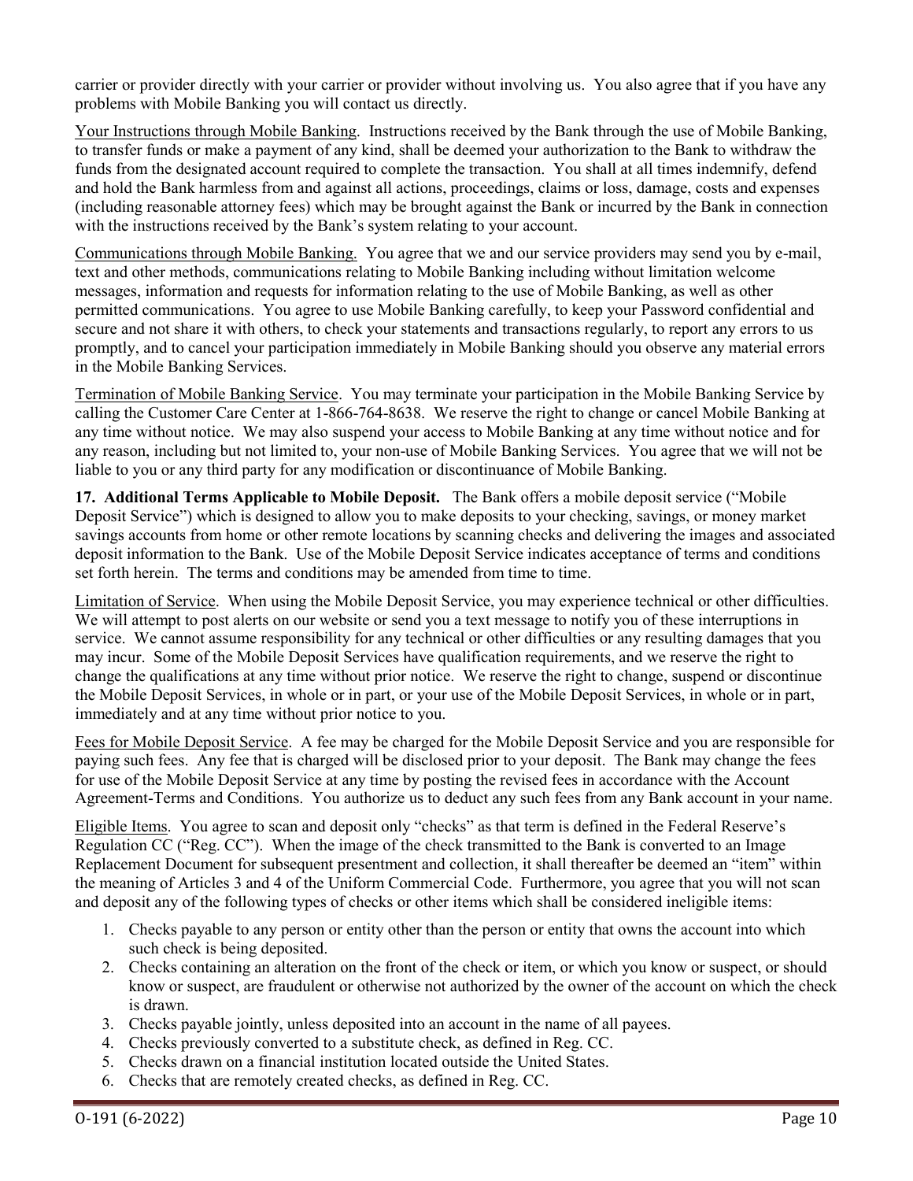carrier or provider directly with your carrier or provider without involving us. You also agree that if you have any problems with Mobile Banking you will contact us directly.

<u>Your Instructions through Mobile Banking</u>. Instructions received by the Bank through the use of Mobile Banking, to transfer funds or make a payment of any kind, shall be deemed your authorization to the Bank to withdraw the funds from the designated account required to complete the transaction. You shall at all times indemnify, defend and hold the Bank harmless from and against all actions, proceedings, claims or loss, damage, costs and expenses (including reasonable attorney fees) which may be brought against the Bank or incurred by the Bank in connection with the instructions received by the Bank's system relating to your account.

<u>Communications through Mobile Banking.</u> You agree that we and our service providers may send you by e-mail, text and other methods, communications relating to Mobile Banking including without limitation welcome messages, information and requests for information relating to the use of Mobile Banking, as well as other permitted communications. You agree to use Mobile Banking carefully, to keep your Password confidential and secure and not share it with others, to check your statements and transactions regularly, to report any errors to us promptly, and to cancel your participation immediately in Mobile Banking should you observe any material errors in the Mobile Banking Services.

<u>Termination of Mobile Banking Service</u>. You may terminate your participation in the Mobile Banking Service by calling the Customer Care Center at 1-866-764-8638. We reserve the right to change or cancel Mobile Banking at any time without notice. We may also suspend your access to Mobile Banking at any time without notice and for any reason, including but not limited to, your non-use of Mobile Banking Services. You agree that we will not be liable to you or any third party for any modification or discontinuance of Mobile Banking.

**17. Additional Terms Applicable to Mobile Deposit.** The Bank offers a mobile deposit service ("Mobile Deposit Service") which is designed to allow you to make deposits to your checking, savings, or money market savings accounts from home or other remote locations by scanning checks and delivering the images and associated deposit information to the Bank. Use of the Mobile Deposit Service indicates acceptance of terms and conditions set forth herein. The terms and conditions may be amended from time to time.

<u>Limitation of Service</u>. When using the Mobile Deposit Service, you may experience technical or other difficulties. We will attempt to post alerts on our website or send you a text message to notify you of these interruptions in service. We cannot assume responsibility for any technical or other difficulties or any resulting damages that you may incur. Some of the Mobile Deposit Services have qualification requirements, and we reserve the right to change the qualifications at any time without prior notice. We reserve the right to change, suspend or discontinue the Mobile Deposit Services, in whole or in part, or your use of the Mobile Deposit Services, in whole or in part, immediately and at any time without prior notice to you.

<u>Fees for Mobile Deposit Service</u>. A fee may be charged for the Mobile Deposit Service and you are responsible for paying such fees. Any fee that is charged will be disclosed prior to your deposit. The Bank may change the fees for use of the Mobile Deposit Service at any time by posting the revised fees in accordance with the Account Agreement-Terms and Conditions. You authorize us to deduct any such fees from any Bank account in your name.

<u>Eligible Items</u>. You agree to scan and deposit only "checks" as that term is defined in the Federal Reserve's Regulation CC ("Reg. CC"). When the image of the check transmitted to the Bank is converted to an Image Replacement Document for subsequent presentment and collection, it shall thereafter be deemed an "item" within the meaning of Articles 3 and 4 of the Uniform Commercial Code. Furthermore, you agree that you will not scan and deposit any of the following types of checks or other items which shall be considered ineligible items:

1. Checks payable to any person or entity other than the person or entity that owns the account into which such check is being deposited.
2. Checks containing an alteration on the front of the check or item, or which you know or suspect, or should know or suspect, are fraudulent or otherwise not authorized by the owner of the account on which the check is drawn.
3. Checks payable jointly, unless deposited into an account in the name of all payees.
4. Checks previously converted to a substitute check, as defined in Reg. CC.
5. Checks drawn on a financial institution located outside the United States.
6. Checks that are remotely created checks, as defined in Reg. CC.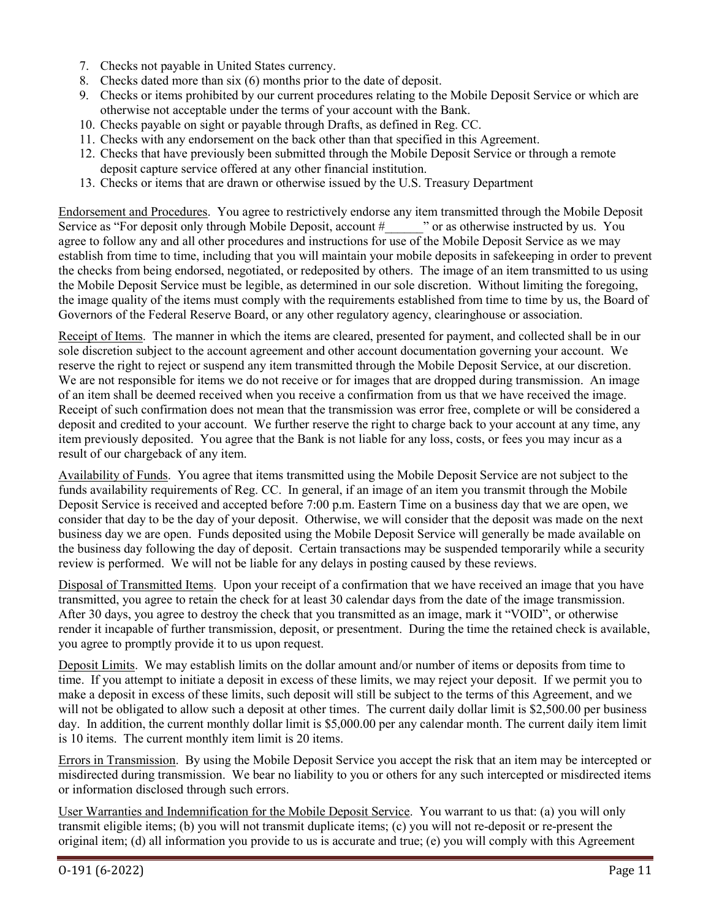7. Checks not payable in United States currency.
8. Checks dated more than six (6) months prior to the date of deposit.
9. Checks or items prohibited by our current procedures relating to the Mobile Deposit Service or which are otherwise not acceptable under the terms of your account with the Bank.
10. Checks payable on sight or payable through Drafts, as defined in Reg. CC.
11. Checks with any endorsement on the back other than that specified in this Agreement.
12. Checks that have previously been submitted through the Mobile Deposit Service or through a remote deposit capture service offered at any other financial institution.
13. Checks or items that are drawn or otherwise issued by the U.S. Treasury Department

Endorsement and Procedures. You agree to restrictively endorse any item transmitted through the Mobile Deposit Service as "For deposit only through Mobile Deposit, account #______" or as otherwise instructed by us. You agree to follow any and all other procedures and instructions for use of the Mobile Deposit Service as we may establish from time to time, including that you will maintain your mobile deposits in safekeeping in order to prevent the checks from being endorsed, negotiated, or redeposited by others. The image of an item transmitted to us using the Mobile Deposit Service must be legible, as determined in our sole discretion. Without limiting the foregoing, the image quality of the items must comply with the requirements established from time to time by us, the Board of Governors of the Federal Reserve Board, or any other regulatory agency, clearinghouse or association.

Receipt of Items. The manner in which the items are cleared, presented for payment, and collected shall be in our sole discretion subject to the account agreement and other account documentation governing your account. We reserve the right to reject or suspend any item transmitted through the Mobile Deposit Service, at our discretion. We are not responsible for items we do not receive or for images that are dropped during transmission. An image of an item shall be deemed received when you receive a confirmation from us that we have received the image. Receipt of such confirmation does not mean that the transmission was error free, complete or will be considered a deposit and credited to your account. We further reserve the right to charge back to your account at any time, any item previously deposited. You agree that the Bank is not liable for any loss, costs, or fees you may incur as a result of our chargeback of any item.

Availability of Funds. You agree that items transmitted using the Mobile Deposit Service are not subject to the funds availability requirements of Reg. CC. In general, if an image of an item you transmit through the Mobile Deposit Service is received and accepted before 7:00 p.m. Eastern Time on a business day that we are open, we consider that day to be the day of your deposit. Otherwise, we will consider that the deposit was made on the next business day we are open. Funds deposited using the Mobile Deposit Service will generally be made available on the business day following the day of deposit. Certain transactions may be suspended temporarily while a security review is performed. We will not be liable for any delays in posting caused by these reviews.

Disposal of Transmitted Items. Upon your receipt of a confirmation that we have received an image that you have transmitted, you agree to retain the check for at least 30 calendar days from the date of the image transmission. After 30 days, you agree to destroy the check that you transmitted as an image, mark it "VOID", or otherwise render it incapable of further transmission, deposit, or presentment. During the time the retained check is available, you agree to promptly provide it to us upon request.

Deposit Limits. We may establish limits on the dollar amount and/or number of items or deposits from time to time. If you attempt to initiate a deposit in excess of these limits, we may reject your deposit. If we permit you to make a deposit in excess of these limits, such deposit will still be subject to the terms of this Agreement, and we will not be obligated to allow such a deposit at other times. The current daily dollar limit is $2,500.00 per business day. In addition, the current monthly dollar limit is $5,000.00 per any calendar month. The current daily item limit is 10 items. The current monthly item limit is 20 items.

Errors in Transmission. By using the Mobile Deposit Service you accept the risk that an item may be intercepted or misdirected during transmission. We bear no liability to you or others for any such intercepted or misdirected items or information disclosed through such errors.

User Warranties and Indemnification for the Mobile Deposit Service. You warrant to us that: (a) you will only transmit eligible items; (b) you will not transmit duplicate items; (c) you will not re-deposit or re-present the original item; (d) all information you provide to us is accurate and true; (e) you will comply with this Agreement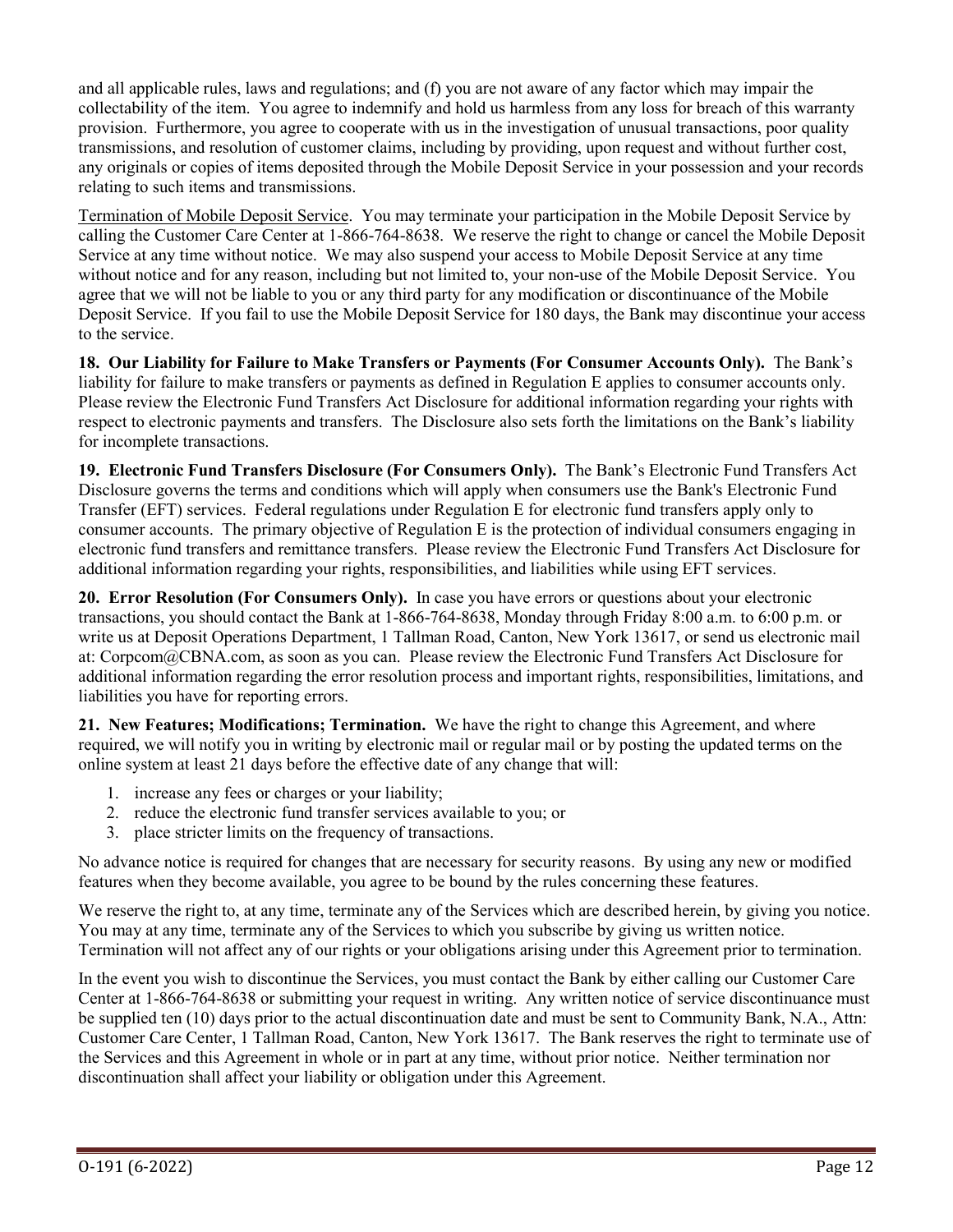and all applicable rules, laws and regulations; and (f) you are not aware of any factor which may impair the collectability of the item. You agree to indemnify and hold us harmless from any loss for breach of this warranty provision. Furthermore, you agree to cooperate with us in the investigation of unusual transactions, poor quality transmissions, and resolution of customer claims, including by providing, upon request and without further cost, any originals or copies of items deposited through the Mobile Deposit Service in your possession and your records relating to such items and transmissions.

Termination of Mobile Deposit Service. You may terminate your participation in the Mobile Deposit Service by calling the Customer Care Center at 1-866-764-8638. We reserve the right to change or cancel the Mobile Deposit Service at any time without notice. We may also suspend your access to Mobile Deposit Service at any time without notice and for any reason, including but not limited to, your non-use of the Mobile Deposit Service. You agree that we will not be liable to you or any third party for any modification or discontinuance of the Mobile Deposit Service. If you fail to use the Mobile Deposit Service for 180 days, the Bank may discontinue your access to the service.

**18. Our Liability for Failure to Make Transfers or Payments (For Consumer Accounts Only).** The Bank's liability for failure to make transfers or payments as defined in Regulation E applies to consumer accounts only. Please review the Electronic Fund Transfers Act Disclosure for additional information regarding your rights with respect to electronic payments and transfers. The Disclosure also sets forth the limitations on the Bank's liability for incomplete transactions.

**19. Electronic Fund Transfers Disclosure (For Consumers Only).** The Bank's Electronic Fund Transfers Act Disclosure governs the terms and conditions which will apply when consumers use the Bank's Electronic Fund Transfer (EFT) services. Federal regulations under Regulation E for electronic fund transfers apply only to consumer accounts. The primary objective of Regulation E is the protection of individual consumers engaging in electronic fund transfers and remittance transfers. Please review the Electronic Fund Transfers Act Disclosure for additional information regarding your rights, responsibilities, and liabilities while using EFT services.

**20. Error Resolution (For Consumers Only).** In case you have errors or questions about your electronic transactions, you should contact the Bank at 1-866-764-8638, Monday through Friday 8:00 a.m. to 6:00 p.m. or write us at Deposit Operations Department, 1 Tallman Road, Canton, New York 13617, or send us electronic mail at: Corpcom@CBNA.com, as soon as you can. Please review the Electronic Fund Transfers Act Disclosure for additional information regarding the error resolution process and important rights, responsibilities, limitations, and liabilities you have for reporting errors.

**21. New Features; Modifications; Termination.** We have the right to change this Agreement, and where required, we will notify you in writing by electronic mail or regular mail or by posting the updated terms on the online system at least 21 days before the effective date of any change that will:

1. increase any fees or charges or your liability;
2. reduce the electronic fund transfer services available to you; or
3. place stricter limits on the frequency of transactions.

No advance notice is required for changes that are necessary for security reasons. By using any new or modified features when they become available, you agree to be bound by the rules concerning these features.

We reserve the right to, at any time, terminate any of the Services which are described herein, by giving you notice. You may at any time, terminate any of the Services to which you subscribe by giving us written notice. Termination will not affect any of our rights or your obligations arising under this Agreement prior to termination.

In the event you wish to discontinue the Services, you must contact the Bank by either calling our Customer Care Center at 1-866-764-8638 or submitting your request in writing. Any written notice of service discontinuance must be supplied ten (10) days prior to the actual discontinuation date and must be sent to Community Bank, N.A., Attn: Customer Care Center, 1 Tallman Road, Canton, New York 13617. The Bank reserves the right to terminate use of the Services and this Agreement in whole or in part at any time, without prior notice. Neither termination nor discontinuation shall affect your liability or obligation under this Agreement.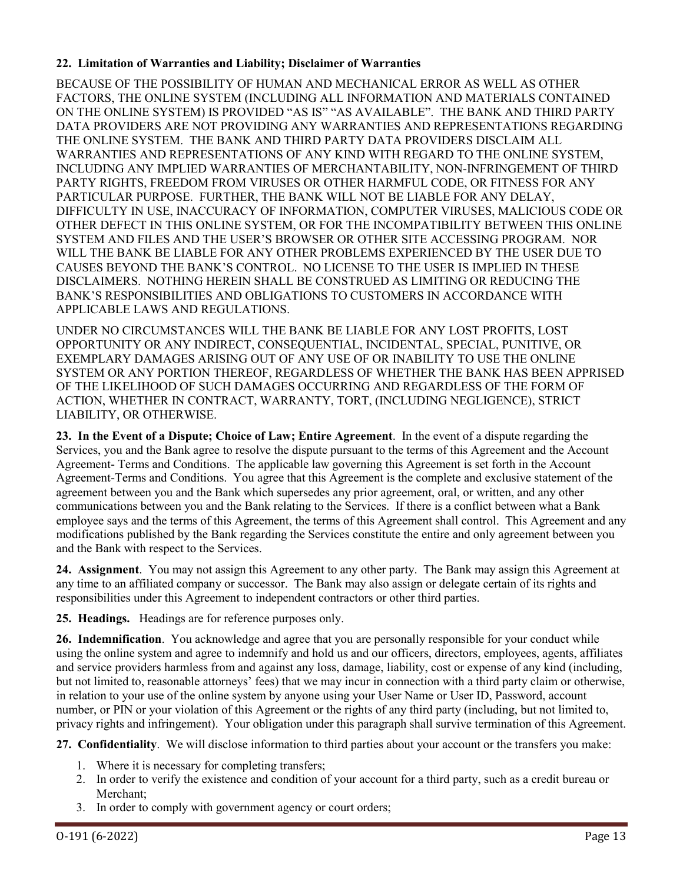**22. Limitation of Warranties and Liability; Disclaimer of Warranties**

BECAUSE OF THE POSSIBILITY OF HUMAN AND MECHANICAL ERROR AS WELL AS OTHER FACTORS, THE ONLINE SYSTEM (INCLUDING ALL INFORMATION AND MATERIALS CONTAINED ON THE ONLINE SYSTEM) IS PROVIDED "AS IS" "AS AVAILABLE". THE BANK AND THIRD PARTY DATA PROVIDERS ARE NOT PROVIDING ANY WARRANTIES AND REPRESENTATIONS REGARDING THE ONLINE SYSTEM. THE BANK AND THIRD PARTY DATA PROVIDERS DISCLAIM ALL WARRANTIES AND REPRESENTATIONS OF ANY KIND WITH REGARD TO THE ONLINE SYSTEM, INCLUDING ANY IMPLIED WARRANTIES OF MERCHANTABILITY, NON-INFRINGEMENT OF THIRD PARTY RIGHTS, FREEDOM FROM VIRUSES OR OTHER HARMFUL CODE, OR FITNESS FOR ANY PARTICULAR PURPOSE. FURTHER, THE BANK WILL NOT BE LIABLE FOR ANY DELAY, DIFFICULTY IN USE, INACCURACY OF INFORMATION, COMPUTER VIRUSES, MALICIOUS CODE OR OTHER DEFECT IN THIS ONLINE SYSTEM, OR FOR THE INCOMPATIBILITY BETWEEN THIS ONLINE SYSTEM AND FILES AND THE USER'S BROWSER OR OTHER SITE ACCESSING PROGRAM. NOR WILL THE BANK BE LIABLE FOR ANY OTHER PROBLEMS EXPERIENCED BY THE USER DUE TO CAUSES BEYOND THE BANK'S CONTROL. NO LICENSE TO THE USER IS IMPLIED IN THESE DISCLAIMERS. NOTHING HEREIN SHALL BE CONSTRUED AS LIMITING OR REDUCING THE BANK'S RESPONSIBILITIES AND OBLIGATIONS TO CUSTOMERS IN ACCORDANCE WITH APPLICABLE LAWS AND REGULATIONS.

UNDER NO CIRCUMSTANCES WILL THE BANK BE LIABLE FOR ANY LOST PROFITS, LOST OPPORTUNITY OR ANY INDIRECT, CONSEQUENTIAL, INCIDENTAL, SPECIAL, PUNITIVE, OR EXEMPLARY DAMAGES ARISING OUT OF ANY USE OF OR INABILITY TO USE THE ONLINE SYSTEM OR ANY PORTION THEREOF, REGARDLESS OF WHETHER THE BANK HAS BEEN APPRISED OF THE LIKELIHOOD OF SUCH DAMAGES OCCURRING AND REGARDLESS OF THE FORM OF ACTION, WHETHER IN CONTRACT, WARRANTY, TORT, (INCLUDING NEGLIGENCE), STRICT LIABILITY, OR OTHERWISE.

**23. In the Event of a Dispute; Choice of Law; Entire Agreement**. In the event of a dispute regarding the Services, you and the Bank agree to resolve the dispute pursuant to the terms of this Agreement and the Account Agreement- Terms and Conditions. The applicable law governing this Agreement is set forth in the Account Agreement-Terms and Conditions. You agree that this Agreement is the complete and exclusive statement of the agreement between you and the Bank which supersedes any prior agreement, oral, or written, and any other communications between you and the Bank relating to the Services. If there is a conflict between what a Bank employee says and the terms of this Agreement, the terms of this Agreement shall control. This Agreement and any modifications published by the Bank regarding the Services constitute the entire and only agreement between you and the Bank with respect to the Services.

**24. Assignment**. You may not assign this Agreement to any other party. The Bank may assign this Agreement at any time to an affiliated company or successor. The Bank may also assign or delegate certain of its rights and responsibilities under this Agreement to independent contractors or other third parties.

**25. Headings.** Headings are for reference purposes only.

**26. Indemnification**. You acknowledge and agree that you are personally responsible for your conduct while using the online system and agree to indemnify and hold us and our officers, directors, employees, agents, affiliates and service providers harmless from and against any loss, damage, liability, cost or expense of any kind (including, but not limited to, reasonable attorneys' fees) that we may incur in connection with a third party claim or otherwise, in relation to your use of the online system by anyone using your User Name or User ID, Password, account number, or PIN or your violation of this Agreement or the rights of any third party (including, but not limited to, privacy rights and infringement). Your obligation under this paragraph shall survive termination of this Agreement.

**27. Confidentiality**. We will disclose information to third parties about your account or the transfers you make:

1. Where it is necessary for completing transfers;
2. In order to verify the existence and condition of your account for a third party, such as a credit bureau or Merchant;
3. In order to comply with government agency or court orders;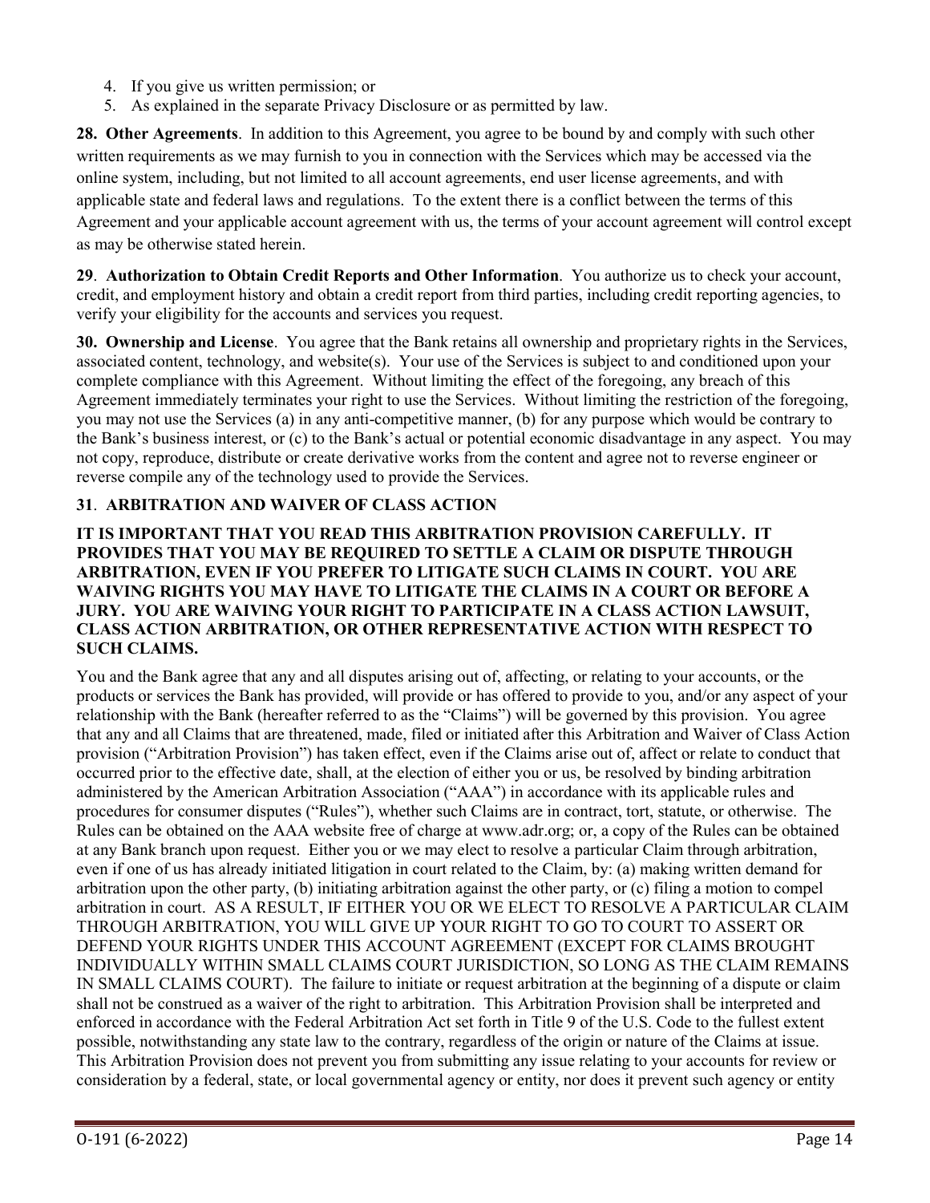4. If you give us written permission; or
5. As explained in the separate Privacy Disclosure or as permitted by law.

**28. Other Agreements**. In addition to this Agreement, you agree to be bound by and comply with such other written requirements as we may furnish to you in connection with the Services which may be accessed via the online system, including, but not limited to all account agreements, end user license agreements, and with applicable state and federal laws and regulations. To the extent there is a conflict between the terms of this Agreement and your applicable account agreement with us, the terms of your account agreement will control except as may be otherwise stated herein.

**29**. **Authorization to Obtain Credit Reports and Other Information**. You authorize us to check your account, credit, and employment history and obtain a credit report from third parties, including credit reporting agencies, to verify your eligibility for the accounts and services you request.

**30. Ownership and License**. You agree that the Bank retains all ownership and proprietary rights in the Services, associated content, technology, and website(s). Your use of the Services is subject to and conditioned upon your complete compliance with this Agreement. Without limiting the effect of the foregoing, any breach of this Agreement immediately terminates your right to use the Services. Without limiting the restriction of the foregoing, you may not use the Services (a) in any anti-competitive manner, (b) for any purpose which would be contrary to the Bank's business interest, or (c) to the Bank's actual or potential economic disadvantage in any aspect. You may not copy, reproduce, distribute or create derivative works from the content and agree not to reverse engineer or reverse compile any of the technology used to provide the Services.

**31**. **ARBITRATION AND WAIVER OF CLASS ACTION**

**IT IS IMPORTANT THAT YOU READ THIS ARBITRATION PROVISION CAREFULLY. IT PROVIDES THAT YOU MAY BE REQUIRED TO SETTLE A CLAIM OR DISPUTE THROUGH ARBITRATION, EVEN IF YOU PREFER TO LITIGATE SUCH CLAIMS IN COURT. YOU ARE WAIVING RIGHTS YOU MAY HAVE TO LITIGATE THE CLAIMS IN A COURT OR BEFORE A JURY. YOU ARE WAIVING YOUR RIGHT TO PARTICIPATE IN A CLASS ACTION LAWSUIT, CLASS ACTION ARBITRATION, OR OTHER REPRESENTATIVE ACTION WITH RESPECT TO SUCH CLAIMS.**

You and the Bank agree that any and all disputes arising out of, affecting, or relating to your accounts, or the products or services the Bank has provided, will provide or has offered to provide to you, and/or any aspect of your relationship with the Bank (hereafter referred to as the "Claims") will be governed by this provision. You agree that any and all Claims that are threatened, made, filed or initiated after this Arbitration and Waiver of Class Action provision ("Arbitration Provision") has taken effect, even if the Claims arise out of, affect or relate to conduct that occurred prior to the effective date, shall, at the election of either you or us, be resolved by binding arbitration administered by the American Arbitration Association ("AAA") in accordance with its applicable rules and procedures for consumer disputes ("Rules"), whether such Claims are in contract, tort, statute, or otherwise. The Rules can be obtained on the AAA website free of charge at www.adr.org; or, a copy of the Rules can be obtained at any Bank branch upon request. Either you or we may elect to resolve a particular Claim through arbitration, even if one of us has already initiated litigation in court related to the Claim, by: (a) making written demand for arbitration upon the other party, (b) initiating arbitration against the other party, or (c) filing a motion to compel arbitration in court. AS A RESULT, IF EITHER YOU OR WE ELECT TO RESOLVE A PARTICULAR CLAIM THROUGH ARBITRATION, YOU WILL GIVE UP YOUR RIGHT TO GO TO COURT TO ASSERT OR DEFEND YOUR RIGHTS UNDER THIS ACCOUNT AGREEMENT (EXCEPT FOR CLAIMS BROUGHT INDIVIDUALLY WITHIN SMALL CLAIMS COURT JURISDICTION, SO LONG AS THE CLAIM REMAINS IN SMALL CLAIMS COURT). The failure to initiate or request arbitration at the beginning of a dispute or claim shall not be construed as a waiver of the right to arbitration. This Arbitration Provision shall be interpreted and enforced in accordance with the Federal Arbitration Act set forth in Title 9 of the U.S. Code to the fullest extent possible, notwithstanding any state law to the contrary, regardless of the origin or nature of the Claims at issue. This Arbitration Provision does not prevent you from submitting any issue relating to your accounts for review or consideration by a federal, state, or local governmental agency or entity, nor does it prevent such agency or entity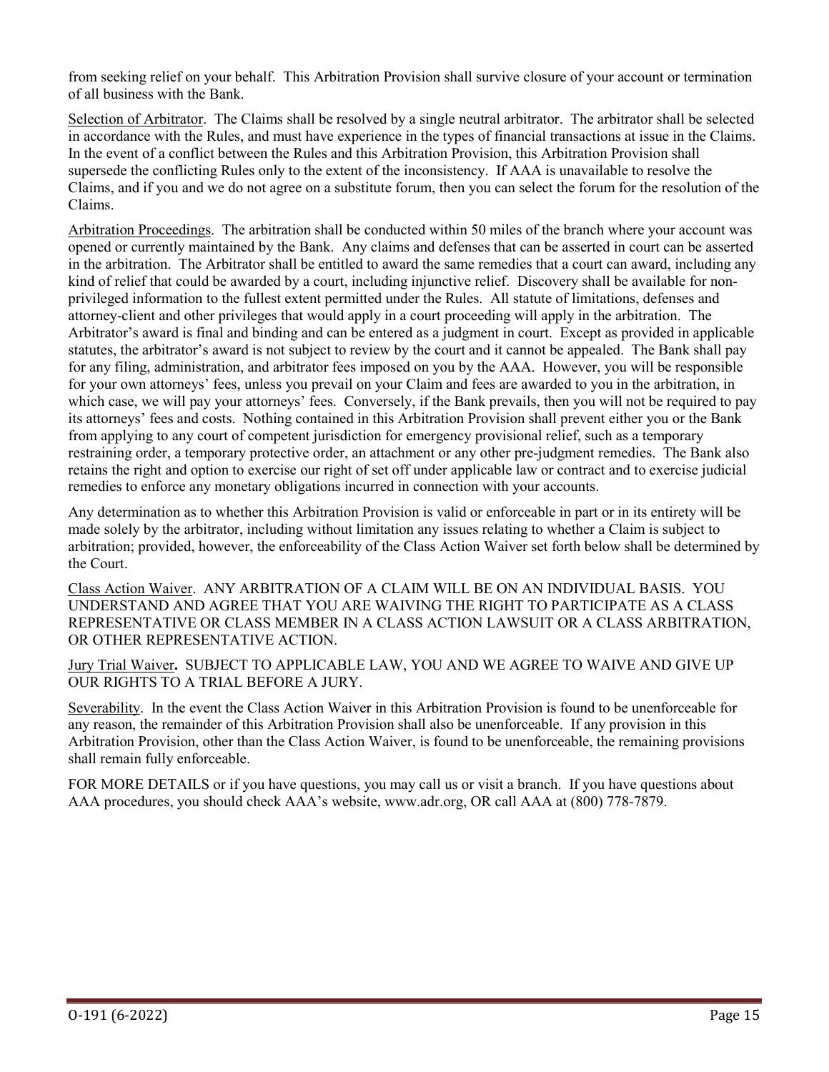from seeking relief on your behalf. This Arbitration Provision shall survive closure of your account or termination of all business with the Bank.

Selection of Arbitrator. The Claims shall be resolved by a single neutral arbitrator. The arbitrator shall be selected in accordance with the Rules, and must have experience in the types of financial transactions at issue in the Claims. In the event of a conflict between the Rules and this Arbitration Provision, this Arbitration Provision shall supersede the conflicting Rules only to the extent of the inconsistency. If AAA is unavailable to resolve the Claims, and if you and we do not agree on a substitute forum, then you can select the forum for the resolution of the Claims.

Arbitration Proceedings. The arbitration shall be conducted within 50 miles of the branch where your account was opened or currently maintained by the Bank. Any claims and defenses that can be asserted in court can be asserted in the arbitration. The Arbitrator shall be entitled to award the same remedies that a court can award, including any kind of relief that could be awarded by a court, including injunctive relief. Discovery shall be available for non-privileged information to the fullest extent permitted under the Rules. All statute of limitations, defenses and attorney-client and other privileges that would apply in a court proceeding will apply in the arbitration. The Arbitrator's award is final and binding and can be entered as a judgment in court. Except as provided in applicable statutes, the arbitrator's award is not subject to review by the court and it cannot be appealed. The Bank shall pay for any filing, administration, and arbitrator fees imposed on you by the AAA. However, you will be responsible for your own attorneys' fees, unless you prevail on your Claim and fees are awarded to you in the arbitration, in which case, we will pay your attorneys' fees. Conversely, if the Bank prevails, then you will not be required to pay its attorneys' fees and costs. Nothing contained in this Arbitration Provision shall prevent either you or the Bank from applying to any court of competent jurisdiction for emergency provisional relief, such as a temporary restraining order, a temporary protective order, an attachment or any other pre-judgment remedies. The Bank also retains the right and option to exercise our right of set off under applicable law or contract and to exercise judicial remedies to enforce any monetary obligations incurred in connection with your accounts.

Any determination as to whether this Arbitration Provision is valid or enforceable in part or in its entirety will be made solely by the arbitrator, including without limitation any issues relating to whether a Claim is subject to arbitration; provided, however, the enforceability of the Class Action Waiver set forth below shall be determined by the Court.

Class Action Waiver. ANY ARBITRATION OF A CLAIM WILL BE ON AN INDIVIDUAL BASIS. YOU UNDERSTAND AND AGREE THAT YOU ARE WAIVING THE RIGHT TO PARTICIPATE AS A CLASS REPRESENTATIVE OR CLASS MEMBER IN A CLASS ACTION LAWSUIT OR A CLASS ARBITRATION, OR OTHER REPRESENTATIVE ACTION.

Jury Trial Waiver**.** SUBJECT TO APPLICABLE LAW, YOU AND WE AGREE TO WAIVE AND GIVE UP OUR RIGHTS TO A TRIAL BEFORE A JURY.

Severability. In the event the Class Action Waiver in this Arbitration Provision is found to be unenforceable for any reason, the remainder of this Arbitration Provision shall also be unenforceable. If any provision in this Arbitration Provision, other than the Class Action Waiver, is found to be unenforceable, the remaining provisions shall remain fully enforceable.

FOR MORE DETAILS or if you have questions, you may call us or visit a branch. If you have questions about AAA procedures, you should check AAA's website, www.adr.org, OR call AAA at (800) 778-7879.